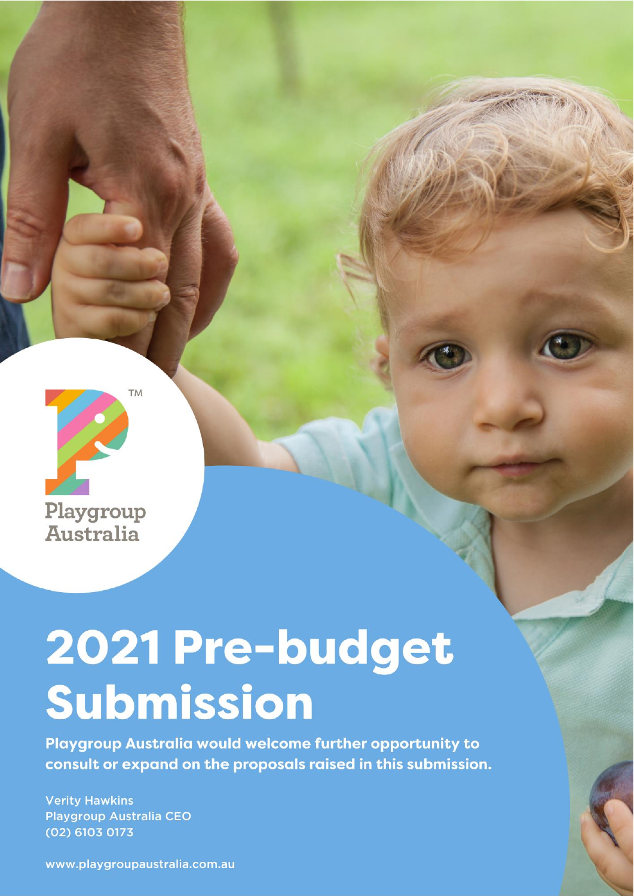Playgroup Australia

# 2021 Pre-budget Submission

**Playgroup Australia would welcome further opportunity to consult or expand on the proposals raised in this submission.**

Verity Hawkins
Playgroup Australia CEO
(02) 6103 0173

www.playgroupaustralia.com.au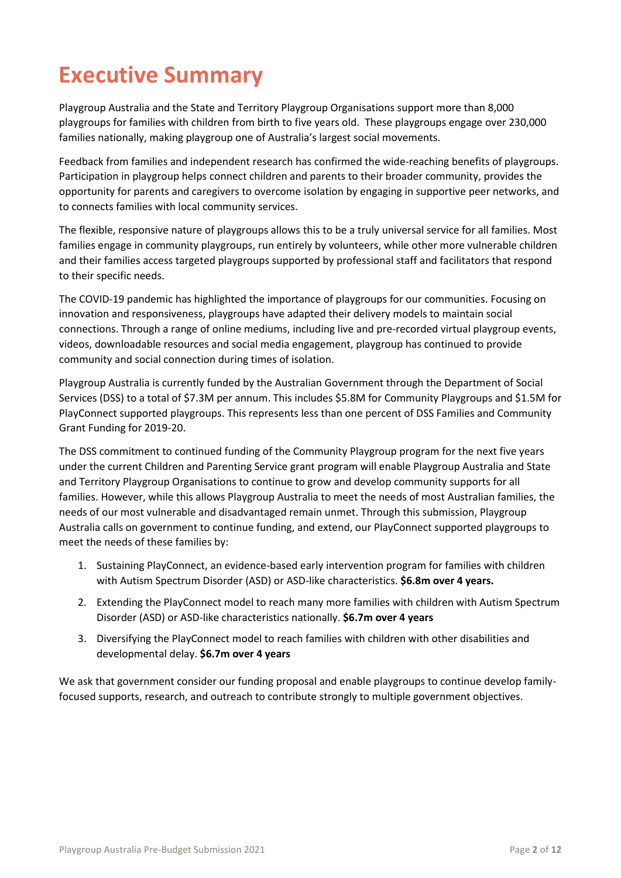# Executive Summary

Playgroup Australia and the State and Territory Playgroup Organisations support more than 8,000 playgroups for families with children from birth to five years old. These playgroups engage over 230,000 families nationally, making playgroup one of Australia's largest social movements.

Feedback from families and independent research has confirmed the wide-reaching benefits of playgroups. Participation in playgroup helps connect children and parents to their broader community, provides the opportunity for parents and caregivers to overcome isolation by engaging in supportive peer networks, and to connects families with local community services.

The flexible, responsive nature of playgroups allows this to be a truly universal service for all families. Most families engage in community playgroups, run entirely by volunteers, while other more vulnerable children and their families access targeted playgroups supported by professional staff and facilitators that respond to their specific needs.

The COVID-19 pandemic has highlighted the importance of playgroups for our communities. Focusing on innovation and responsiveness, playgroups have adapted their delivery models to maintain social connections. Through a range of online mediums, including live and pre-recorded virtual playgroup events, videos, downloadable resources and social media engagement, playgroup has continued to provide community and social connection during times of isolation.

Playgroup Australia is currently funded by the Australian Government through the Department of Social Services (DSS) to a total of $7.3M per annum. This includes $5.8M for Community Playgroups and $1.5M for PlayConnect supported playgroups. This represents less than one percent of DSS Families and Community Grant Funding for 2019-20.

The DSS commitment to continued funding of the Community Playgroup program for the next five years under the current Children and Parenting Service grant program will enable Playgroup Australia and State and Territory Playgroup Organisations to continue to grow and develop community supports for all families. However, while this allows Playgroup Australia to meet the needs of most Australian families, the needs of our most vulnerable and disadvantaged remain unmet. Through this submission, Playgroup Australia calls on government to continue funding, and extend, our PlayConnect supported playgroups to meet the needs of these families by:

1. Sustaining PlayConnect, an evidence-based early intervention program for families with children with Autism Spectrum Disorder (ASD) or ASD-like characteristics. **$6.8m over 4 years.**
2. Extending the PlayConnect model to reach many more families with children with Autism Spectrum Disorder (ASD) or ASD-like characteristics nationally. **$6.7m over 4 years**
3. Diversifying the PlayConnect model to reach families with children with other disabilities and developmental delay. **$6.7m over 4 years**

We ask that government consider our funding proposal and enable playgroups to continue develop family-focused supports, research, and outreach to contribute strongly to multiple government objectives.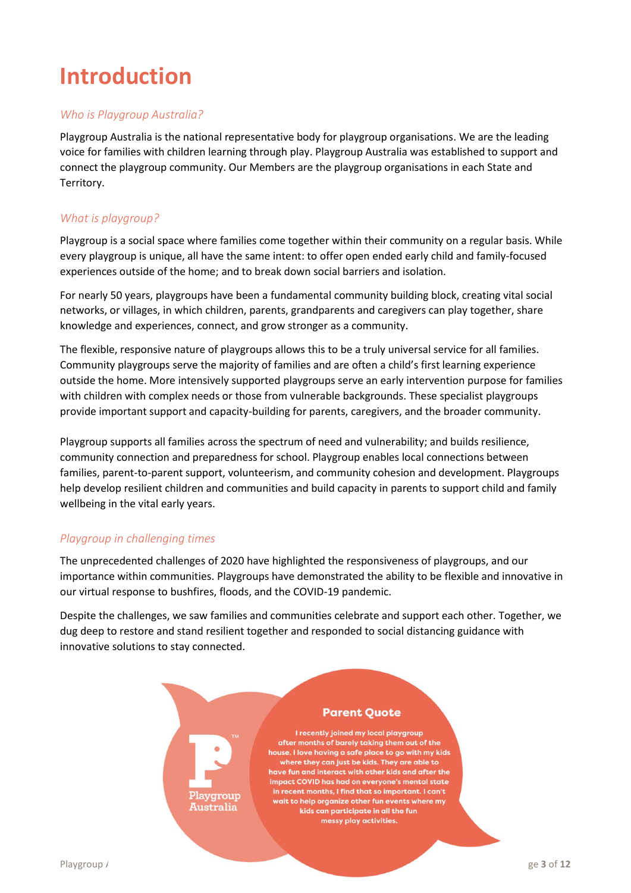# Introduction

*Who is Playgroup Australia?*

Playgroup Australia is the national representative body for playgroup organisations. We are the leading voice for families with children learning through play. Playgroup Australia was established to support and connect the playgroup community. Our Members are the playgroup organisations in each State and Territory.

*What is playgroup?*

Playgroup is a social space where families come together within their community on a regular basis. While every playgroup is unique, all have the same intent: to offer open ended early child and family-focused experiences outside of the home; and to break down social barriers and isolation.

For nearly 50 years, playgroups have been a fundamental community building block, creating vital social networks, or villages, in which children, parents, grandparents and caregivers can play together, share knowledge and experiences, connect, and grow stronger as a community.

The flexible, responsive nature of playgroups allows this to be a truly universal service for all families. Community playgroups serve the majority of families and are often a child's first learning experience outside the home. More intensively supported playgroups serve an early intervention purpose for families with children with complex needs or those from vulnerable backgrounds. These specialist playgroups provide important support and capacity-building for parents, caregivers, and the broader community.

Playgroup supports all families across the spectrum of need and vulnerability; and builds resilience, community connection and preparedness for school. Playgroup enables local connections between families, parent-to-parent support, volunteerism, and community cohesion and development. Playgroups help develop resilient children and communities and build capacity in parents to support child and family wellbeing in the vital early years.

*Playgroup in challenging times*

The unprecedented challenges of 2020 have highlighted the responsiveness of playgroups, and our importance within communities. Playgroups have demonstrated the ability to be flexible and innovative in our virtual response to bushfires, floods, and the COVID-19 pandemic.

Despite the challenges, we saw families and communities celebrate and support each other. Together, we dug deep to restore and stand resilient together and responded to social distancing guidance with innovative solutions to stay connected.

**Parent Quote**

I recently joined my local playgroup after months of barely taking them out of the house. I love having a safe place to go with my kids where they can just be kids. They are able to have fun and interact with other kids and after the impact COVID has had on everyone's mental state in recent months, I find that so important. I can't wait to help organize other fun events where my kids can participate in all the fun messy play activities.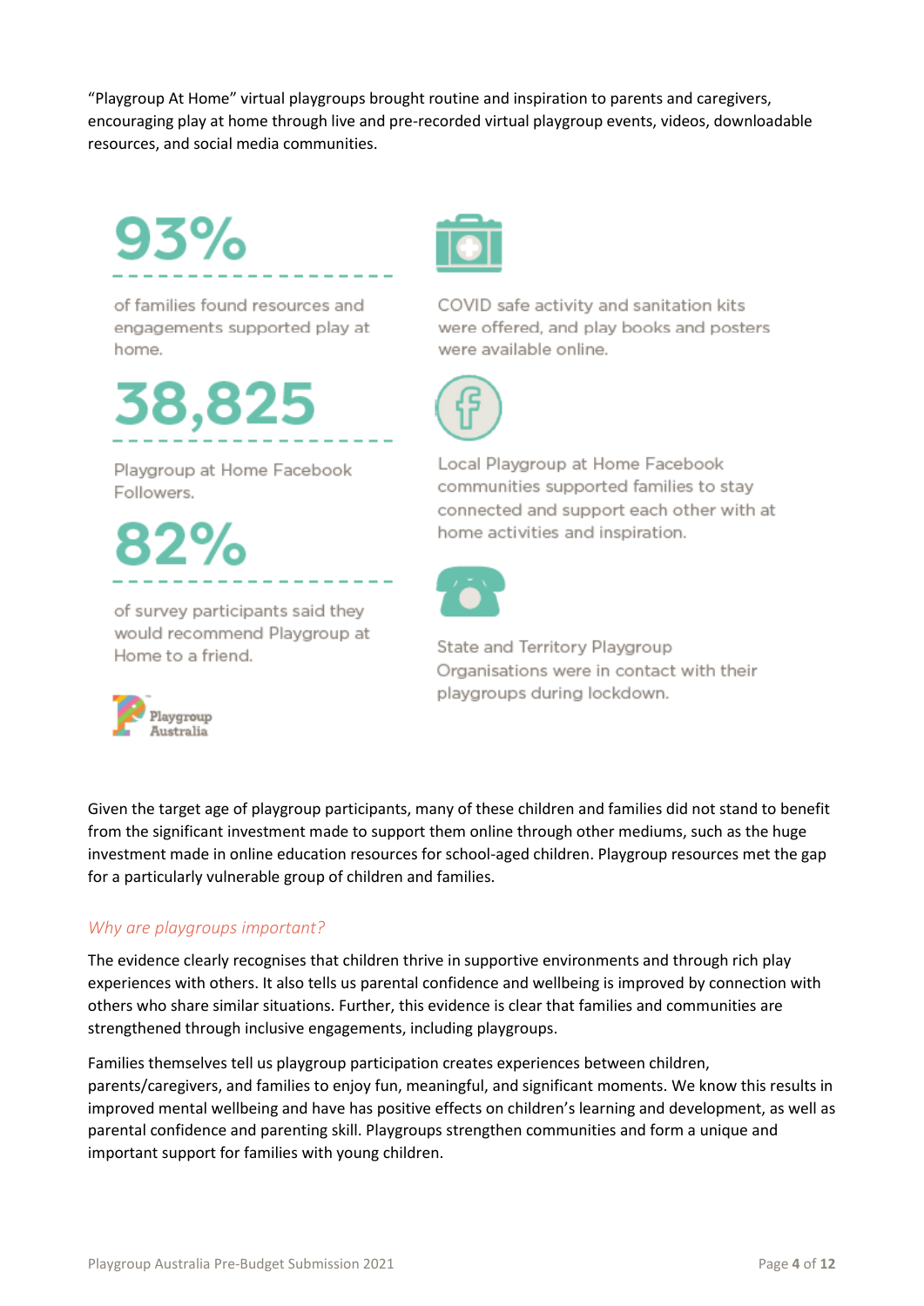"Playgroup At Home" virtual playgroups brought routine and inspiration to parents and caregivers, encouraging play at home through live and pre-recorded virtual playgroup events, videos, downloadable resources, and social media communities.

**93%**

of families found resources and engagements supported play at home.

**38,825**

Playgroup at Home Facebook Followers.

**82%**

of survey participants said they would recommend Playgroup at Home to a friend.

Playgroup Australia

COVID safe activity and sanitation kits were offered, and play books and posters were available online.

Local Playgroup at Home Facebook communities supported families to stay connected and support each other with at home activities and inspiration.

State and Territory Playgroup Organisations were in contact with their playgroups during lockdown.

Given the target age of playgroup participants, many of these children and families did not stand to benefit from the significant investment made to support them online through other mediums, such as the huge investment made in online education resources for school-aged children. Playgroup resources met the gap for a particularly vulnerable group of children and families.

### *Why are playgroups important?*

The evidence clearly recognises that children thrive in supportive environments and through rich play experiences with others. It also tells us parental confidence and wellbeing is improved by connection with others who share similar situations. Further, this evidence is clear that families and communities are strengthened through inclusive engagements, including playgroups.

Families themselves tell us playgroup participation creates experiences between children, parents/caregivers, and families to enjoy fun, meaningful, and significant moments. We know this results in improved mental wellbeing and have has positive effects on children's learning and development, as well as parental confidence and parenting skill. Playgroups strengthen communities and form a unique and important support for families with young children.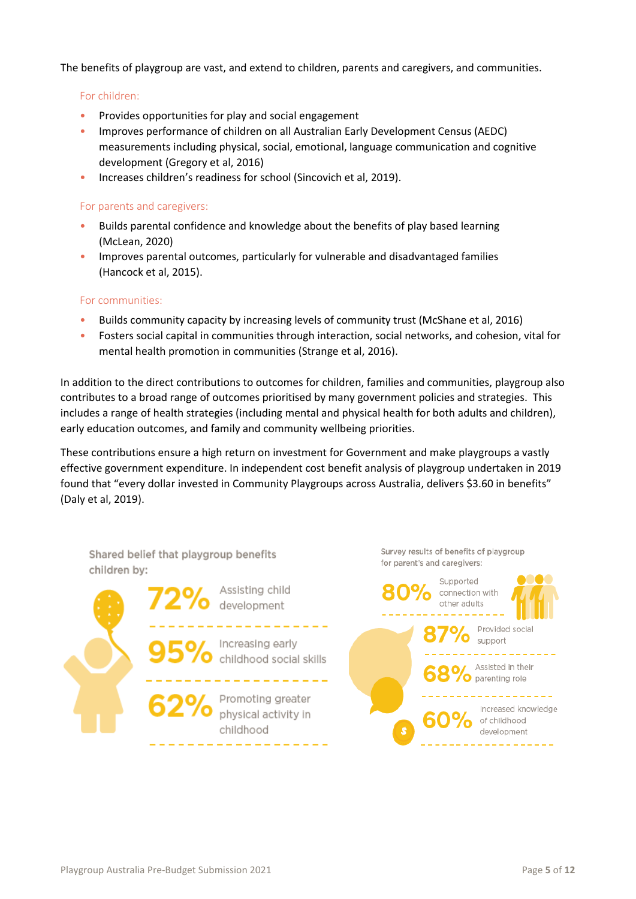The benefits of playgroup are vast, and extend to children, parents and caregivers, and communities.

### For children:

- Provides opportunities for play and social engagement
- Improves performance of children on all Australian Early Development Census (AEDC) measurements including physical, social, emotional, language communication and cognitive development (Gregory et al, 2016)
- Increases children's readiness for school (Sincovich et al, 2019).

### For parents and caregivers:

- Builds parental confidence and knowledge about the benefits of play based learning (McLean, 2020)
- Improves parental outcomes, particularly for vulnerable and disadvantaged families (Hancock et al, 2015).

### For communities:

- Builds community capacity by increasing levels of community trust (McShane et al, 2016)
- Fosters social capital in communities through interaction, social networks, and cohesion, vital for mental health promotion in communities (Strange et al, 2016).

In addition to the direct contributions to outcomes for children, families and communities, playgroup also contributes to a broad range of outcomes prioritised by many government policies and strategies. This includes a range of health strategies (including mental and physical health for both adults and children), early education outcomes, and family and community wellbeing priorities.

These contributions ensure a high return on investment for Government and make playgroups a vastly effective government expenditure. In independent cost benefit analysis of playgroup undertaken in 2019 found that "every dollar invested in Community Playgroups across Australia, delivers $3.60 in benefits" (Daly et al, 2019).

**Shared belief that playgroup benefits children by:**

- **72%** Assisting child development
- **95%** Increasing early childhood social skills
- **62%** Promoting greater physical activity in childhood

**Survey results of benefits of playgroup for parent's and caregivers:**

- **80%** Supported connection with other adults
- **87%** Provided social support
- **68%** Assisted in their parenting role
- **60%** Increased knowledge of childhood development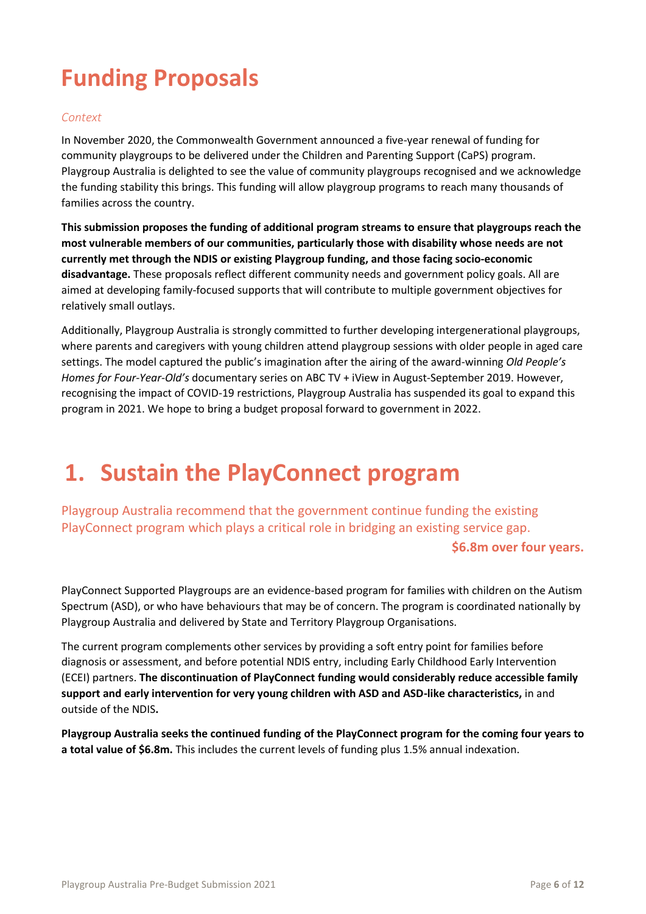# Funding Proposals

*Context*

In November 2020, the Commonwealth Government announced a five-year renewal of funding for community playgroups to be delivered under the Children and Parenting Support (CaPS) program. Playgroup Australia is delighted to see the value of community playgroups recognised and we acknowledge the funding stability this brings. This funding will allow playgroup programs to reach many thousands of families across the country.

**This submission proposes the funding of additional program streams to ensure that playgroups reach the most vulnerable members of our communities, particularly those with disability whose needs are not currently met through the NDIS or existing Playgroup funding, and those facing socio-economic disadvantage.** These proposals reflect different community needs and government policy goals. All are aimed at developing family-focused supports that will contribute to multiple government objectives for relatively small outlays.

Additionally, Playgroup Australia is strongly committed to further developing intergenerational playgroups, where parents and caregivers with young children attend playgroup sessions with older people in aged care settings. The model captured the public's imagination after the airing of the award-winning *Old People's Homes for Four-Year-Old's* documentary series on ABC TV + iView in August-September 2019. However, recognising the impact of COVID-19 restrictions, Playgroup Australia has suspended its goal to expand this program in 2021. We hope to bring a budget proposal forward to government in 2022.

# 1. Sustain the PlayConnect program

Playgroup Australia recommend that the government continue funding the existing PlayConnect program which plays a critical role in bridging an existing service gap.

**$6.8m over four years.**

PlayConnect Supported Playgroups are an evidence-based program for families with children on the Autism Spectrum (ASD), or who have behaviours that may be of concern. The program is coordinated nationally by Playgroup Australia and delivered by State and Territory Playgroup Organisations.

The current program complements other services by providing a soft entry point for families before diagnosis or assessment, and before potential NDIS entry, including Early Childhood Early Intervention (ECEI) partners. **The discontinuation of PlayConnect funding would considerably reduce accessible family support and early intervention for very young children with ASD and ASD-like characteristics,** in and outside of the NDIS**.**

**Playgroup Australia seeks the continued funding of the PlayConnect program for the coming four years to a total value of $6.8m.** This includes the current levels of funding plus 1.5% annual indexation.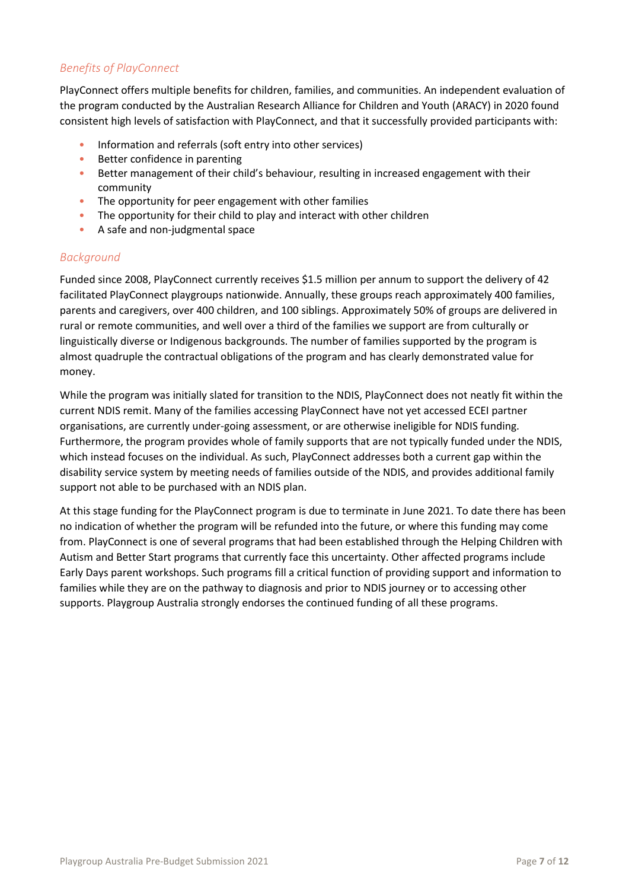### *Benefits of PlayConnect*

PlayConnect offers multiple benefits for children, families, and communities. An independent evaluation of the program conducted by the Australian Research Alliance for Children and Youth (ARACY) in 2020 found consistent high levels of satisfaction with PlayConnect, and that it successfully provided participants with:

- Information and referrals (soft entry into other services)
- Better confidence in parenting
- Better management of their child's behaviour, resulting in increased engagement with their community
- The opportunity for peer engagement with other families
- The opportunity for their child to play and interact with other children
- A safe and non-judgmental space

### *Background*

Funded since 2008, PlayConnect currently receives $1.5 million per annum to support the delivery of 42 facilitated PlayConnect playgroups nationwide. Annually, these groups reach approximately 400 families, parents and caregivers, over 400 children, and 100 siblings. Approximately 50% of groups are delivered in rural or remote communities, and well over a third of the families we support are from culturally or linguistically diverse or Indigenous backgrounds. The number of families supported by the program is almost quadruple the contractual obligations of the program and has clearly demonstrated value for money.

While the program was initially slated for transition to the NDIS, PlayConnect does not neatly fit within the current NDIS remit. Many of the families accessing PlayConnect have not yet accessed ECEI partner organisations, are currently under-going assessment, or are otherwise ineligible for NDIS funding. Furthermore, the program provides whole of family supports that are not typically funded under the NDIS, which instead focuses on the individual. As such, PlayConnect addresses both a current gap within the disability service system by meeting needs of families outside of the NDIS, and provides additional family support not able to be purchased with an NDIS plan.

At this stage funding for the PlayConnect program is due to terminate in June 2021. To date there has been no indication of whether the program will be refunded into the future, or where this funding may come from. PlayConnect is one of several programs that had been established through the Helping Children with Autism and Better Start programs that currently face this uncertainty. Other affected programs include Early Days parent workshops. Such programs fill a critical function of providing support and information to families while they are on the pathway to diagnosis and prior to NDIS journey or to accessing other supports. Playgroup Australia strongly endorses the continued funding of all these programs.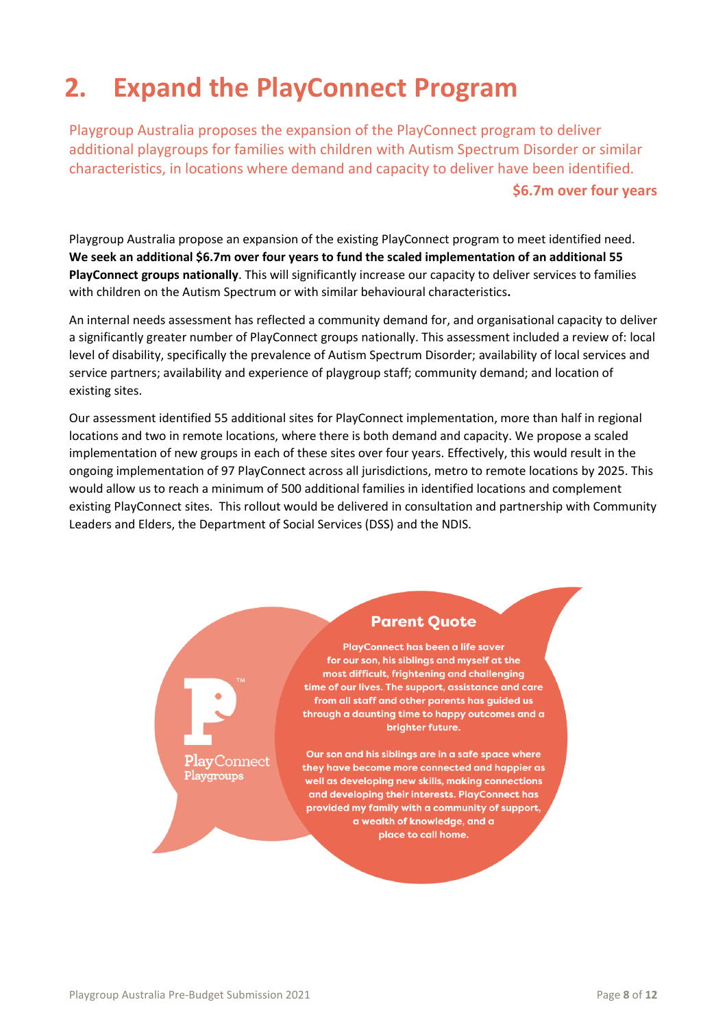# 2. Expand the PlayConnect Program

Playgroup Australia proposes the expansion of the PlayConnect program to deliver additional playgroups for families with children with Autism Spectrum Disorder or similar characteristics, in locations where demand and capacity to deliver have been identified.

**$6.7m over four years**

Playgroup Australia propose an expansion of the existing PlayConnect program to meet identified need. **We seek an additional $6.7m over four years to fund the scaled implementation of an additional 55 PlayConnect groups nationally**. This will significantly increase our capacity to deliver services to families with children on the Autism Spectrum or with similar behavioural characteristics**.**

An internal needs assessment has reflected a community demand for, and organisational capacity to deliver a significantly greater number of PlayConnect groups nationally. This assessment included a review of: local level of disability, specifically the prevalence of Autism Spectrum Disorder; availability of local services and service partners; availability and experience of playgroup staff; community demand; and location of existing sites.

Our assessment identified 55 additional sites for PlayConnect implementation, more than half in regional locations and two in remote locations, where there is both demand and capacity. We propose a scaled implementation of new groups in each of these sites over four years. Effectively, this would result in the ongoing implementation of 97 PlayConnect across all jurisdictions, metro to remote locations by 2025. This would allow us to reach a minimum of 500 additional families in identified locations and complement existing PlayConnect sites. This rollout would be delivered in consultation and partnership with Community Leaders and Elders, the Department of Social Services (DSS) and the NDIS.

PlayConnect Playgroups

**Parent Quote**

PlayConnect has been a life saver for our son, his siblings and myself at the most difficult, frightening and challenging time of our lives. The support, assistance and care from all staff and other parents has guided us through a daunting time to happy outcomes and a brighter future.

Our son and his siblings are in a safe space where they have become more connected and happier as well as developing new skills, making connections and developing their interests. PlayConnect has provided my family with a community of support, a wealth of knowledge, and a place to call home.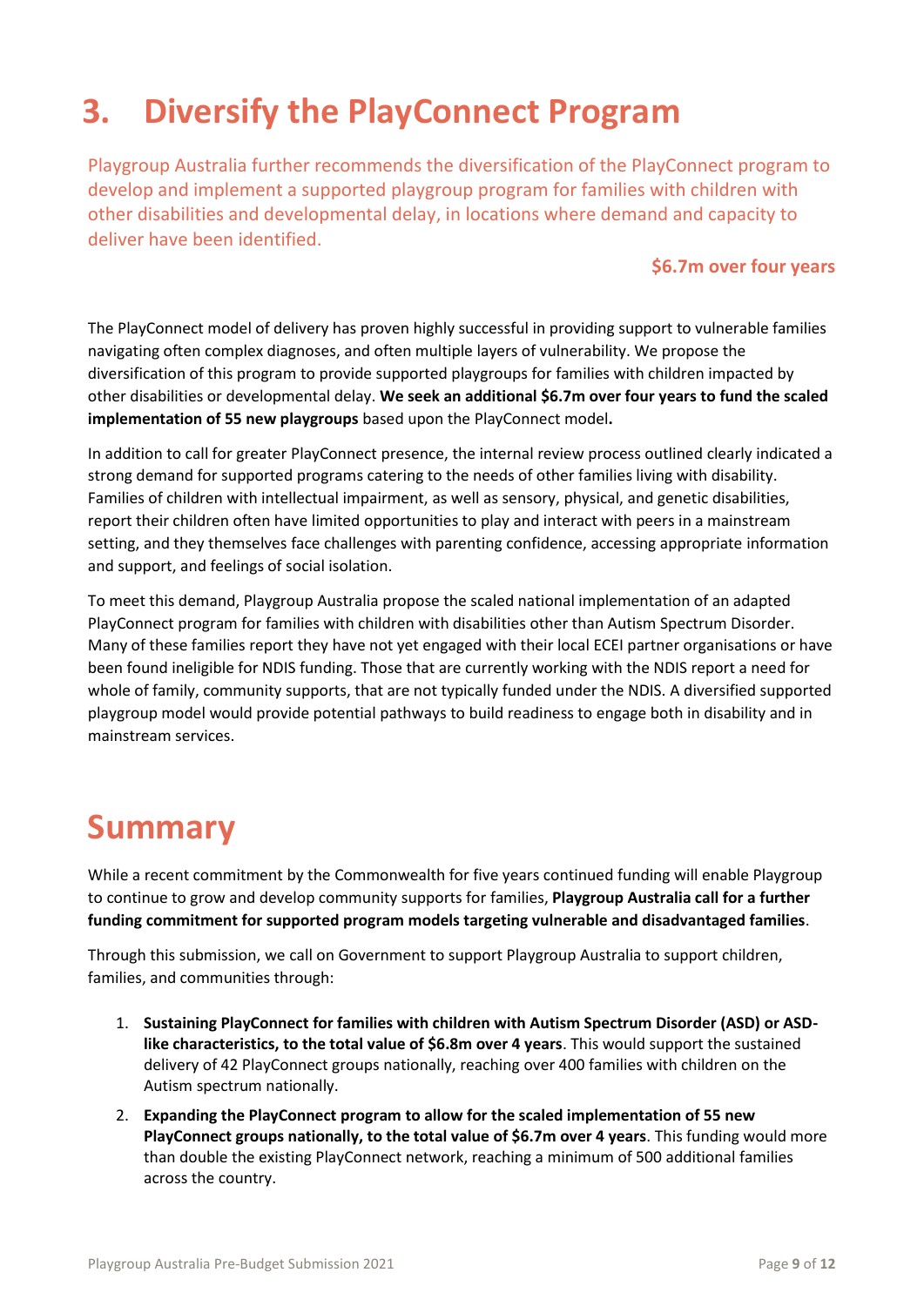# 3. Diversify the PlayConnect Program

Playgroup Australia further recommends the diversification of the PlayConnect program to develop and implement a supported playgroup program for families with children with other disabilities and developmental delay, in locations where demand and capacity to deliver have been identified.

**$6.7m over four years**

The PlayConnect model of delivery has proven highly successful in providing support to vulnerable families navigating often complex diagnoses, and often multiple layers of vulnerability. We propose the diversification of this program to provide supported playgroups for families with children impacted by other disabilities or developmental delay. **We seek an additional $6.7m over four years to fund the scaled implementation of 55 new playgroups** based upon the PlayConnect model**.**

In addition to call for greater PlayConnect presence, the internal review process outlined clearly indicated a strong demand for supported programs catering to the needs of other families living with disability. Families of children with intellectual impairment, as well as sensory, physical, and genetic disabilities, report their children often have limited opportunities to play and interact with peers in a mainstream setting, and they themselves face challenges with parenting confidence, accessing appropriate information and support, and feelings of social isolation.

To meet this demand, Playgroup Australia propose the scaled national implementation of an adapted PlayConnect program for families with children with disabilities other than Autism Spectrum Disorder. Many of these families report they have not yet engaged with their local ECEI partner organisations or have been found ineligible for NDIS funding. Those that are currently working with the NDIS report a need for whole of family, community supports, that are not typically funded under the NDIS. A diversified supported playgroup model would provide potential pathways to build readiness to engage both in disability and in mainstream services.

# Summary

While a recent commitment by the Commonwealth for five years continued funding will enable Playgroup to continue to grow and develop community supports for families, **Playgroup Australia call for a further funding commitment for supported program models targeting vulnerable and disadvantaged families**.

Through this submission, we call on Government to support Playgroup Australia to support children, families, and communities through:

1. **Sustaining PlayConnect for families with children with Autism Spectrum Disorder (ASD) or ASD-like characteristics, to the total value of $6.8m over 4 years**. This would support the sustained delivery of 42 PlayConnect groups nationally, reaching over 400 families with children on the Autism spectrum nationally.
2. **Expanding the PlayConnect program to allow for the scaled implementation of 55 new PlayConnect groups nationally, to the total value of $6.7m over 4 years**. This funding would more than double the existing PlayConnect network, reaching a minimum of 500 additional families across the country.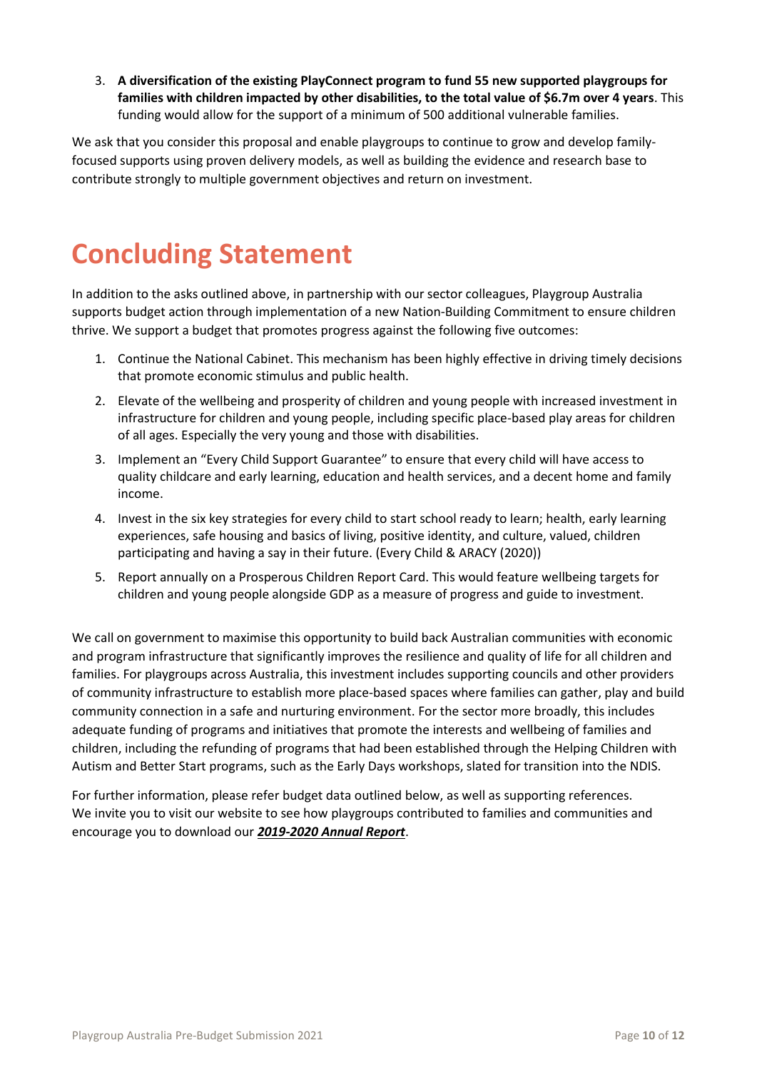3. **A diversification of the existing PlayConnect program to fund 55 new supported playgroups for families with children impacted by other disabilities, to the total value of $6.7m over 4 years**. This funding would allow for the support of a minimum of 500 additional vulnerable families.

We ask that you consider this proposal and enable playgroups to continue to grow and develop family-focused supports using proven delivery models, as well as building the evidence and research base to contribute strongly to multiple government objectives and return on investment.

# Concluding Statement

In addition to the asks outlined above, in partnership with our sector colleagues, Playgroup Australia supports budget action through implementation of a new Nation-Building Commitment to ensure children thrive. We support a budget that promotes progress against the following five outcomes:

1. Continue the National Cabinet. This mechanism has been highly effective in driving timely decisions that promote economic stimulus and public health.
2. Elevate of the wellbeing and prosperity of children and young people with increased investment in infrastructure for children and young people, including specific place-based play areas for children of all ages. Especially the very young and those with disabilities.
3. Implement an "Every Child Support Guarantee" to ensure that every child will have access to quality childcare and early learning, education and health services, and a decent home and family income.
4. Invest in the six key strategies for every child to start school ready to learn; health, early learning experiences, safe housing and basics of living, positive identity, and culture, valued, children participating and having a say in their future. (Every Child & ARACY (2020))
5. Report annually on a Prosperous Children Report Card. This would feature wellbeing targets for children and young people alongside GDP as a measure of progress and guide to investment.

We call on government to maximise this opportunity to build back Australian communities with economic and program infrastructure that significantly improves the resilience and quality of life for all children and families. For playgroups across Australia, this investment includes supporting councils and other providers of community infrastructure to establish more place-based spaces where families can gather, play and build community connection in a safe and nurturing environment. For the sector more broadly, this includes adequate funding of programs and initiatives that promote the interests and wellbeing of families and children, including the refunding of programs that had been established through the Helping Children with Autism and Better Start programs, such as the Early Days workshops, slated for transition into the NDIS.

For further information, please refer budget data outlined below, as well as supporting references.
We invite you to visit our website to see how playgroups contributed to families and communities and encourage you to download our ***2019-2020 Annual Report***.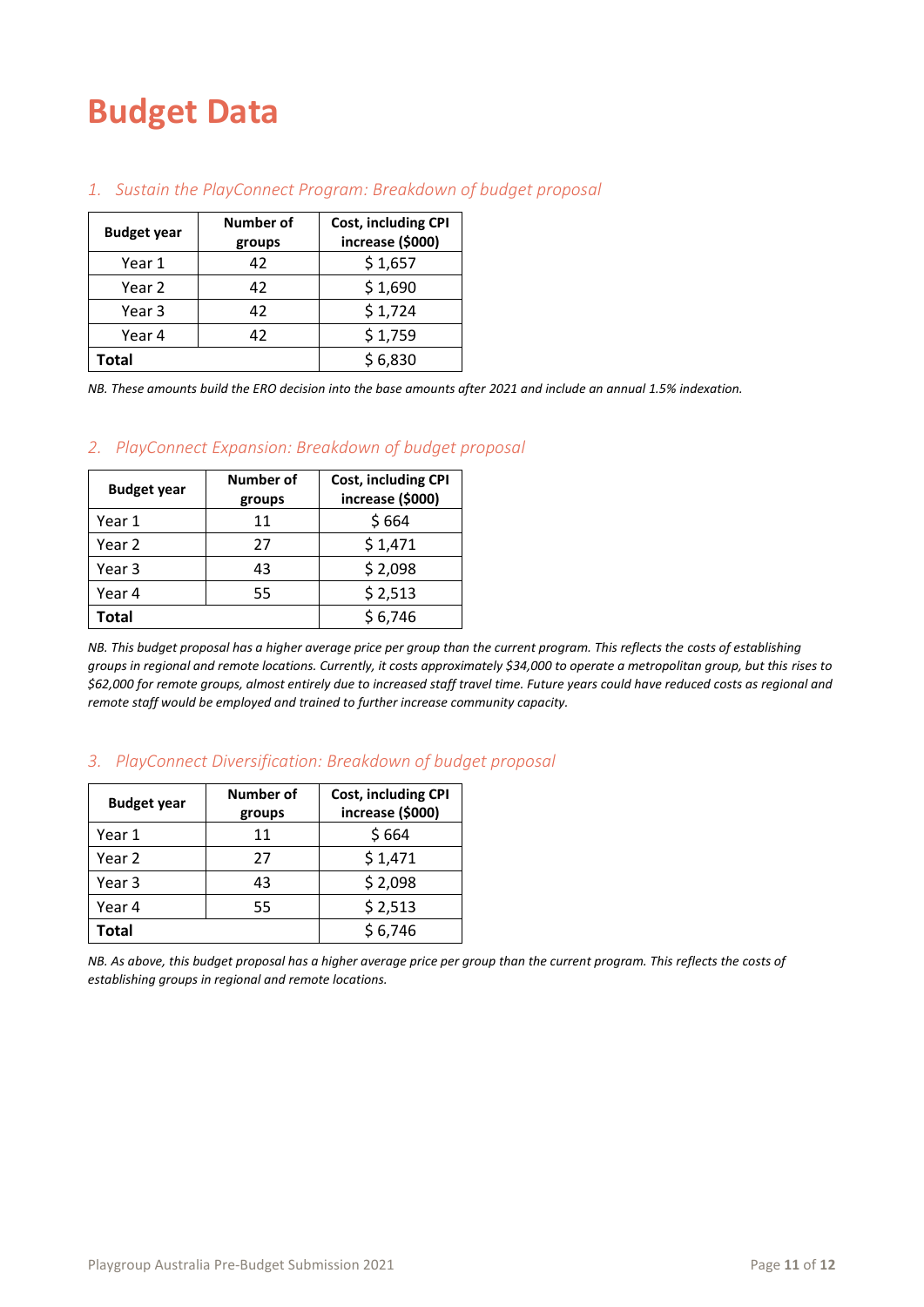# Budget Data

## *1. Sustain the PlayConnect Program: Breakdown of budget proposal*

| Budget year | Number of groups | Cost, including CPI increase ($000) |
|---|---|---|
| Year 1 | 42 | $ 1,657 |
| Year 2 | 42 | $ 1,690 |
| Year 3 | 42 | $ 1,724 |
| Year 4 | 42 | $ 1,759 |
| **Total** | | $ 6,830 |

*NB. These amounts build the ERO decision into the base amounts after 2021 and include an annual 1.5% indexation.*

## *2. PlayConnect Expansion: Breakdown of budget proposal*

| Budget year | Number of groups | Cost, including CPI increase ($000) |
|---|---|---|
| Year 1 | 11 | $ 664 |
| Year 2 | 27 | $ 1,471 |
| Year 3 | 43 | $ 2,098 |
| Year 4 | 55 | $ 2,513 |
| **Total** | | $ 6,746 |

*NB. This budget proposal has a higher average price per group than the current program. This reflects the costs of establishing groups in regional and remote locations. Currently, it costs approximately $34,000 to operate a metropolitan group, but this rises to $62,000 for remote groups, almost entirely due to increased staff travel time. Future years could have reduced costs as regional and remote staff would be employed and trained to further increase community capacity.*

## *3. PlayConnect Diversification: Breakdown of budget proposal*

| Budget year | Number of groups | Cost, including CPI increase ($000) |
|---|---|---|
| Year 1 | 11 | $ 664 |
| Year 2 | 27 | $ 1,471 |
| Year 3 | 43 | $ 2,098 |
| Year 4 | 55 | $ 2,513 |
| **Total** | | $ 6,746 |

*NB. As above, this budget proposal has a higher average price per group than the current program. This reflects the costs of establishing groups in regional and remote locations.*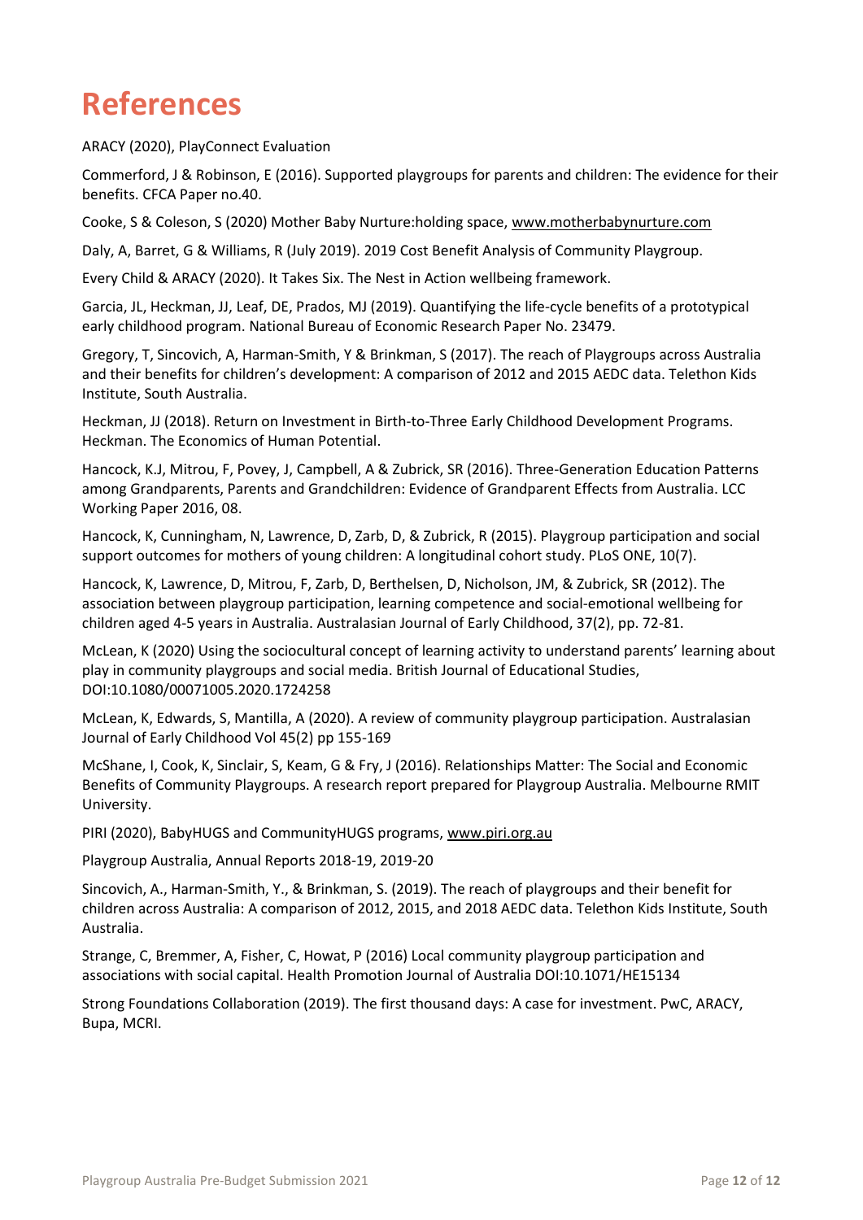# References

ARACY (2020), PlayConnect Evaluation

Commerford, J & Robinson, E (2016). Supported playgroups for parents and children: The evidence for their benefits. CFCA Paper no.40.

Cooke, S & Coleson, S (2020) Mother Baby Nurture:holding space, www.motherbabynurture.com

Daly, A, Barret, G & Williams, R (July 2019). 2019 Cost Benefit Analysis of Community Playgroup.

Every Child & ARACY (2020). It Takes Six. The Nest in Action wellbeing framework.

Garcia, JL, Heckman, JJ, Leaf, DE, Prados, MJ (2019). Quantifying the life-cycle benefits of a prototypical early childhood program. National Bureau of Economic Research Paper No. 23479.

Gregory, T, Sincovich, A, Harman-Smith, Y & Brinkman, S (2017). The reach of Playgroups across Australia and their benefits for children's development: A comparison of 2012 and 2015 AEDC data. Telethon Kids Institute, South Australia.

Heckman, JJ (2018). Return on Investment in Birth-to-Three Early Childhood Development Programs. Heckman. The Economics of Human Potential.

Hancock, K.J, Mitrou, F, Povey, J, Campbell, A & Zubrick, SR (2016). Three-Generation Education Patterns among Grandparents, Parents and Grandchildren: Evidence of Grandparent Effects from Australia. LCC Working Paper 2016, 08.

Hancock, K, Cunningham, N, Lawrence, D, Zarb, D, & Zubrick, R (2015). Playgroup participation and social support outcomes for mothers of young children: A longitudinal cohort study. PLoS ONE, 10(7).

Hancock, K, Lawrence, D, Mitrou, F, Zarb, D, Berthelsen, D, Nicholson, JM, & Zubrick, SR (2012). The association between playgroup participation, learning competence and social-emotional wellbeing for children aged 4-5 years in Australia. Australasian Journal of Early Childhood, 37(2), pp. 72-81.

McLean, K (2020) Using the sociocultural concept of learning activity to understand parents' learning about play in community playgroups and social media. British Journal of Educational Studies, DOI:10.1080/00071005.2020.1724258

McLean, K, Edwards, S, Mantilla, A (2020). A review of community playgroup participation. Australasian Journal of Early Childhood Vol 45(2) pp 155-169

McShane, I, Cook, K, Sinclair, S, Keam, G & Fry, J (2016). Relationships Matter: The Social and Economic Benefits of Community Playgroups. A research report prepared for Playgroup Australia. Melbourne RMIT University.

PIRI (2020), BabyHUGS and CommunityHUGS programs, www.piri.org.au

Playgroup Australia, Annual Reports 2018-19, 2019-20

Sincovich, A., Harman-Smith, Y., & Brinkman, S. (2019). The reach of playgroups and their benefit for children across Australia: A comparison of 2012, 2015, and 2018 AEDC data. Telethon Kids Institute, South Australia.

Strange, C, Bremmer, A, Fisher, C, Howat, P (2016) Local community playgroup participation and associations with social capital. Health Promotion Journal of Australia DOI:10.1071/HE15134

Strong Foundations Collaboration (2019). The first thousand days: A case for investment. PwC, ARACY, Bupa, MCRI.